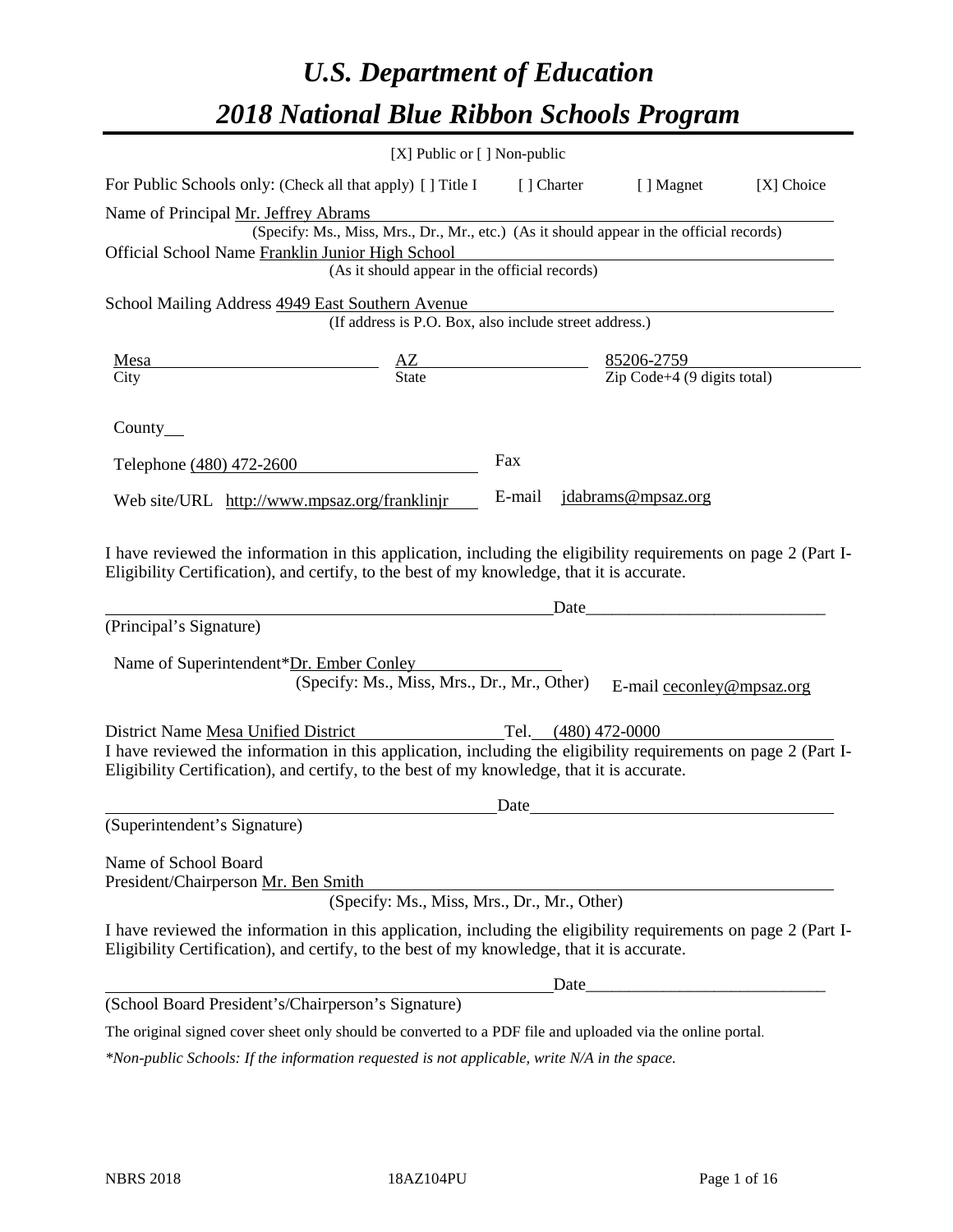# *U.S. Department of Education*

# *2018 National Blue Ribbon Schools Program*

[X] Public or [ ] Non-public

For Public Schools only: (Check all that apply) [ ] Title I [ ] Charter [ ] Magnet [X] Choice

Name of Principal Mr. Jeffrey Abrams
(Specify: Ms., Miss, Mrs., Dr., Mr., etc.) (As it should appear in the official records)

Official School Name Franklin Junior High School
(As it should appear in the official records)

School Mailing Address 4949 East Southern Avenue
(If address is P.O. Box, also include street address.)

| Mesa | AZ | 85206-2759 |
|---|---|---|
| City | State | Zip Code+4 (9 digits total) |

County

Telephone (480) 472-2600 Fax

Web site/URL http://www.mpsaz.org/franklinjr E-mail jdabrams@mpsaz.org

I have reviewed the information in this application, including the eligibility requirements on page 2 (Part I-Eligibility Certification), and certify, to the best of my knowledge, that it is accurate.

_______________________________________________ Date____________________________

(Principal's Signature)

Name of Superintendent*Dr. Ember Conley
(Specify: Ms., Miss, Mrs., Dr., Mr., Other) E-mail ceconley@mpsaz.org

District Name Mesa Unified District Tel. (480) 472-0000

I have reviewed the information in this application, including the eligibility requirements on page 2 (Part I-Eligibility Certification), and certify, to the best of my knowledge, that it is accurate.

_______________________________________________ Date____________________________

(Superintendent's Signature)

Name of School Board
President/Chairperson Mr. Ben Smith
(Specify: Ms., Miss, Mrs., Dr., Mr., Other)

I have reviewed the information in this application, including the eligibility requirements on page 2 (Part I-Eligibility Certification), and certify, to the best of my knowledge, that it is accurate.

_______________________________________________ Date____________________________

(School Board President's/Chairperson's Signature)

The original signed cover sheet only should be converted to a PDF file and uploaded via the online portal.

*\*Non-public Schools: If the information requested is not applicable, write N/A in the space.*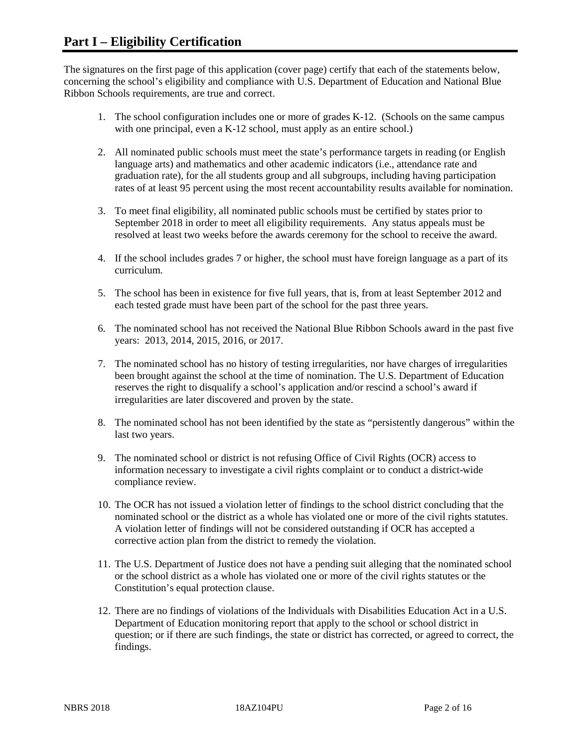# Part I – Eligibility Certification

The signatures on the first page of this application (cover page) certify that each of the statements below, concerning the school's eligibility and compliance with U.S. Department of Education and National Blue Ribbon Schools requirements, are true and correct.

1. The school configuration includes one or more of grades K-12. (Schools on the same campus with one principal, even a K-12 school, must apply as an entire school.)
2. All nominated public schools must meet the state's performance targets in reading (or English language arts) and mathematics and other academic indicators (i.e., attendance rate and graduation rate), for the all students group and all subgroups, including having participation rates of at least 95 percent using the most recent accountability results available for nomination.
3. To meet final eligibility, all nominated public schools must be certified by states prior to September 2018 in order to meet all eligibility requirements. Any status appeals must be resolved at least two weeks before the awards ceremony for the school to receive the award.
4. If the school includes grades 7 or higher, the school must have foreign language as a part of its curriculum.
5. The school has been in existence for five full years, that is, from at least September 2012 and each tested grade must have been part of the school for the past three years.
6. The nominated school has not received the National Blue Ribbon Schools award in the past five years: 2013, 2014, 2015, 2016, or 2017.
7. The nominated school has no history of testing irregularities, nor have charges of irregularities been brought against the school at the time of nomination. The U.S. Department of Education reserves the right to disqualify a school's application and/or rescind a school's award if irregularities are later discovered and proven by the state.
8. The nominated school has not been identified by the state as "persistently dangerous" within the last two years.
9. The nominated school or district is not refusing Office of Civil Rights (OCR) access to information necessary to investigate a civil rights complaint or to conduct a district-wide compliance review.
10. The OCR has not issued a violation letter of findings to the school district concluding that the nominated school or the district as a whole has violated one or more of the civil rights statutes. A violation letter of findings will not be considered outstanding if OCR has accepted a corrective action plan from the district to remedy the violation.
11. The U.S. Department of Justice does not have a pending suit alleging that the nominated school or the school district as a whole has violated one or more of the civil rights statutes or the Constitution's equal protection clause.
12. There are no findings of violations of the Individuals with Disabilities Education Act in a U.S. Department of Education monitoring report that apply to the school or school district in question; or if there are such findings, the state or district has corrected, or agreed to correct, the findings.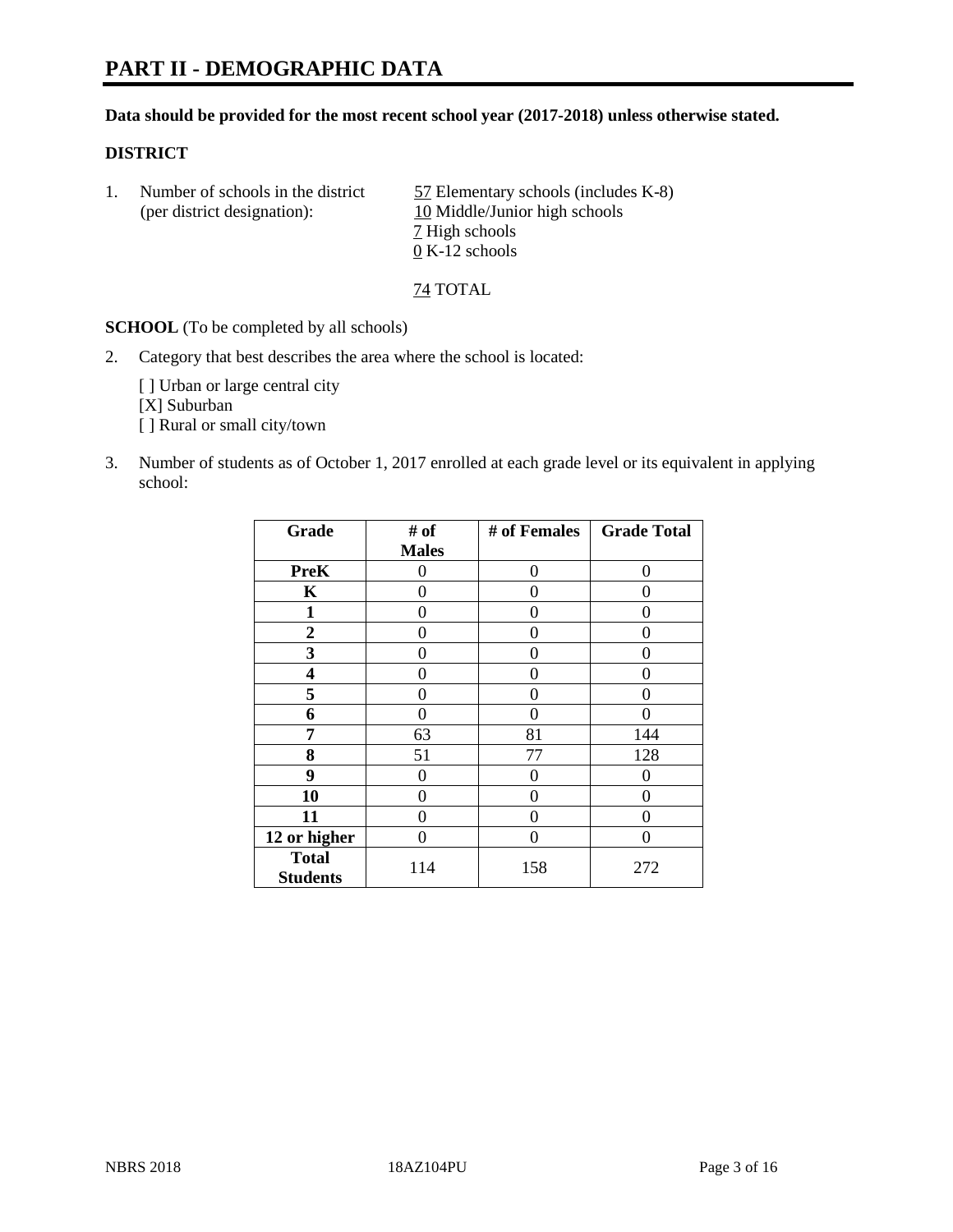# PART II - DEMOGRAPHIC DATA

**Data should be provided for the most recent school year (2017-2018) unless otherwise stated.**

**DISTRICT**

1. Number of schools in the district (per district designation):
   57 Elementary schools (includes K-8)
   10 Middle/Junior high schools
   7 High schools
   0 K-12 schools

   74 TOTAL

**SCHOOL** (To be completed by all schools)

2. Category that best describes the area where the school is located:

   [ ] Urban or large central city
   [X] Suburban
   [ ] Rural or small city/town

3. Number of students as of October 1, 2017 enrolled at each grade level or its equivalent in applying school:

| Grade | # of Males | # of Females | Grade Total |
|---|---|---|---|
| PreK | 0 | 0 | 0 |
| K | 0 | 0 | 0 |
| 1 | 0 | 0 | 0 |
| 2 | 0 | 0 | 0 |
| 3 | 0 | 0 | 0 |
| 4 | 0 | 0 | 0 |
| 5 | 0 | 0 | 0 |
| 6 | 0 | 0 | 0 |
| 7 | 63 | 81 | 144 |
| 8 | 51 | 77 | 128 |
| 9 | 0 | 0 | 0 |
| 10 | 0 | 0 | 0 |
| 11 | 0 | 0 | 0 |
| 12 or higher | 0 | 0 | 0 |
| Total Students | 114 | 158 | 272 |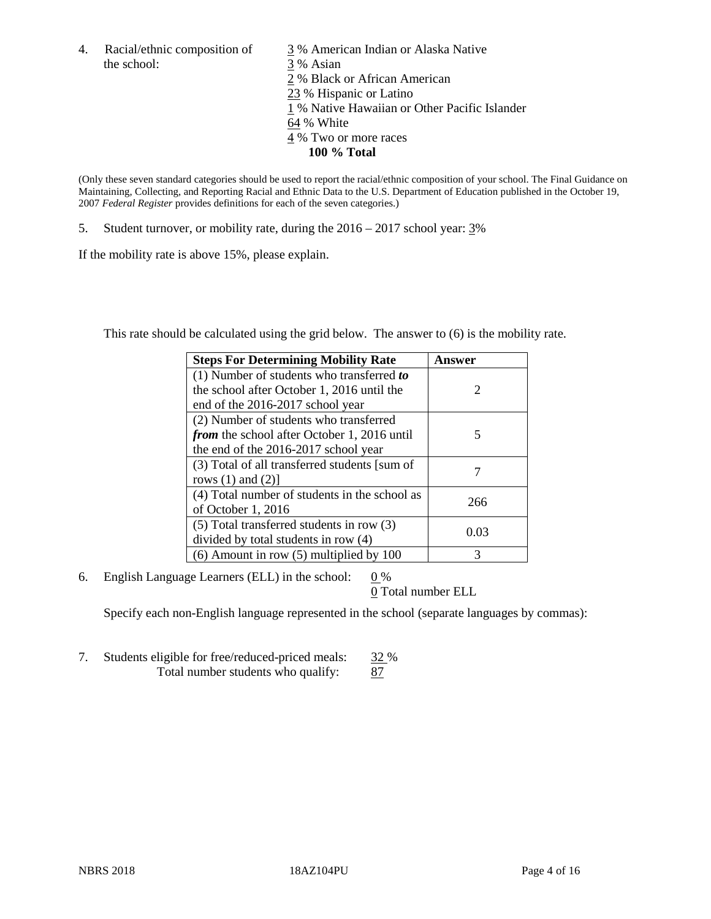4. Racial/ethnic composition of the school:

3 % American Indian or Alaska Native
3 % Asian
2 % Black or African American
23 % Hispanic or Latino
1 % Native Hawaiian or Other Pacific Islander
64 % White
4 % Two or more races
**100 % Total**

(Only these seven standard categories should be used to report the racial/ethnic composition of your school. The Final Guidance on Maintaining, Collecting, and Reporting Racial and Ethnic Data to the U.S. Department of Education published in the October 19, 2007 *Federal Register* provides definitions for each of the seven categories.)

5. Student turnover, or mobility rate, during the 2016 – 2017 school year: 3%

If the mobility rate is above 15%, please explain.

This rate should be calculated using the grid below. The answer to (6) is the mobility rate.

| **Steps For Determining Mobility Rate** | **Answer** |
|---|---|
| (1) Number of students who transferred ***to*** the school after October 1, 2016 until the end of the 2016-2017 school year | 2 |
| (2) Number of students who transferred ***from*** the school after October 1, 2016 until the end of the 2016-2017 school year | 5 |
| (3) Total of all transferred students [sum of rows (1) and (2)] | 7 |
| (4) Total number of students in the school as of October 1, 2016 | 266 |
| (5) Total transferred students in row (3) divided by total students in row (4) | 0.03 |
| (6) Amount in row (5) multiplied by 100 | 3 |

6. English Language Learners (ELL) in the school: 0 %

0 Total number ELL

Specify each non-English language represented in the school (separate languages by commas):

7. Students eligible for free/reduced-priced meals: 32 %

Total number students who qualify: 87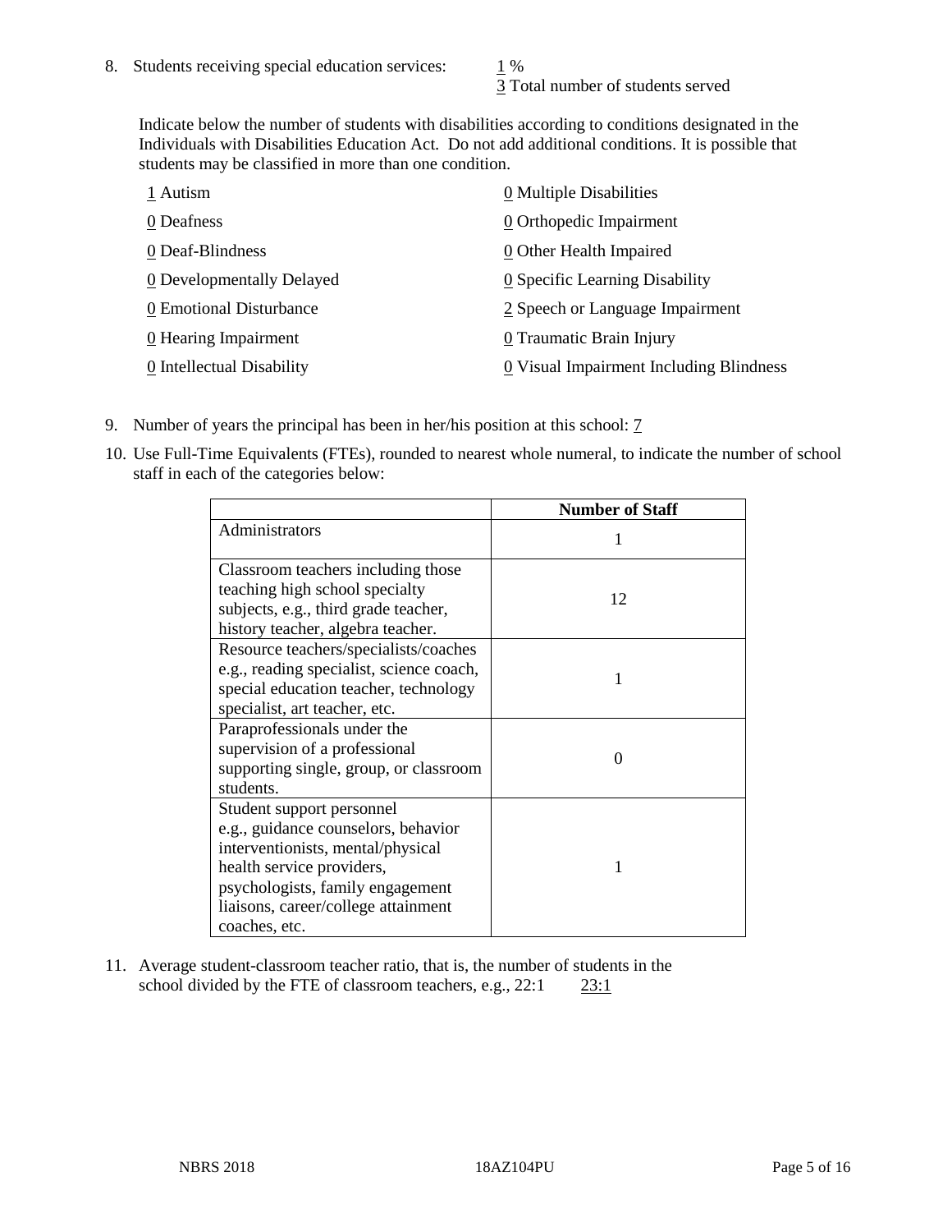8. Students receiving special education services: 1 %
   3 Total number of students served

   Indicate below the number of students with disabilities according to conditions designated in the Individuals with Disabilities Education Act. Do not add additional conditions. It is possible that students may be classified in more than one condition.

   1 Autism
   0 Deafness
   0 Deaf-Blindness
   0 Developmentally Delayed
   0 Emotional Disturbance
   0 Hearing Impairment
   0 Intellectual Disability
   0 Multiple Disabilities
   0 Orthopedic Impairment
   0 Other Health Impaired
   0 Specific Learning Disability
   2 Speech or Language Impairment
   0 Traumatic Brain Injury
   0 Visual Impairment Including Blindness

9. Number of years the principal has been in her/his position at this school: 7

10. Use Full-Time Equivalents (FTEs), rounded to nearest whole numeral, to indicate the number of school staff in each of the categories below:

| | Number of Staff |
|---|---|
| Administrators | 1 |
| Classroom teachers including those teaching high school specialty subjects, e.g., third grade teacher, history teacher, algebra teacher. | 12 |
| Resource teachers/specialists/coaches e.g., reading specialist, science coach, special education teacher, technology specialist, art teacher, etc. | 1 |
| Paraprofessionals under the supervision of a professional supporting single, group, or classroom students. | 0 |
| Student support personnel e.g., guidance counselors, behavior interventionists, mental/physical health service providers, psychologists, family engagement liaisons, career/college attainment coaches, etc. | 1 |

11. Average student-classroom teacher ratio, that is, the number of students in the school divided by the FTE of classroom teachers, e.g., 22:1 23:1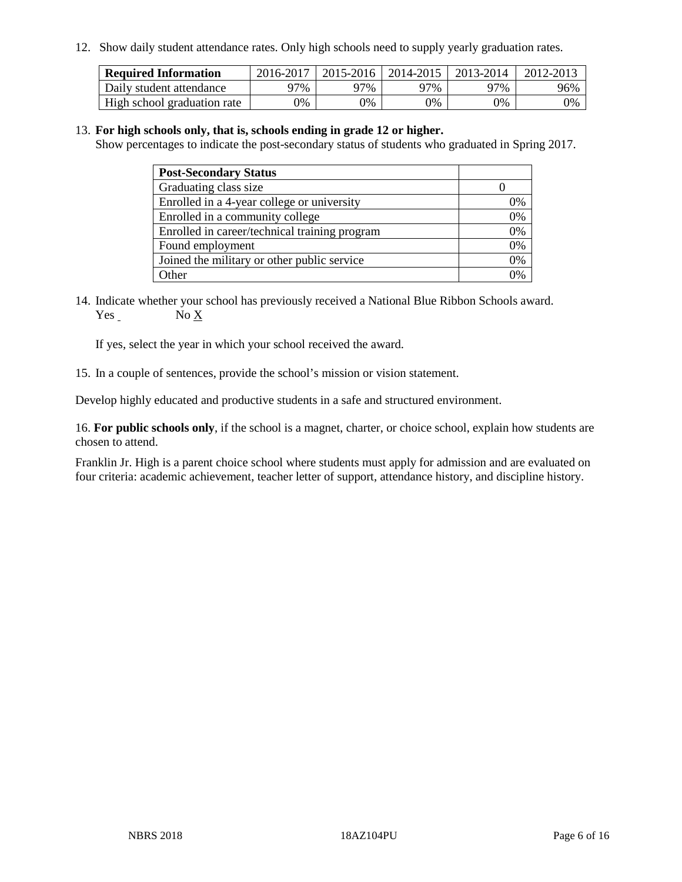12. Show daily student attendance rates. Only high schools need to supply yearly graduation rates.

| Required Information | 2016-2017 | 2015-2016 | 2014-2015 | 2013-2014 | 2012-2013 |
|---|---|---|---|---|---|
| Daily student attendance | 97% | 97% | 97% | 97% | 96% |
| High school graduation rate | 0% | 0% | 0% | 0% | 0% |

13. **For high schools only, that is, schools ending in grade 12 or higher.**
Show percentages to indicate the post-secondary status of students who graduated in Spring 2017.

| Post-Secondary Status | |
|---|---|
| Graduating class size | 0 |
| Enrolled in a 4-year college or university | 0% |
| Enrolled in a community college | 0% |
| Enrolled in career/technical training program | 0% |
| Found employment | 0% |
| Joined the military or other public service | 0% |
| Other | 0% |

14. Indicate whether your school has previously received a National Blue Ribbon Schools award.
Yes ___ No X

If yes, select the year in which your school received the award.

15. In a couple of sentences, provide the school's mission or vision statement.

Develop highly educated and productive students in a safe and structured environment.

16. **For public schools only**, if the school is a magnet, charter, or choice school, explain how students are chosen to attend.

Franklin Jr. High is a parent choice school where students must apply for admission and are evaluated on four criteria: academic achievement, teacher letter of support, attendance history, and discipline history.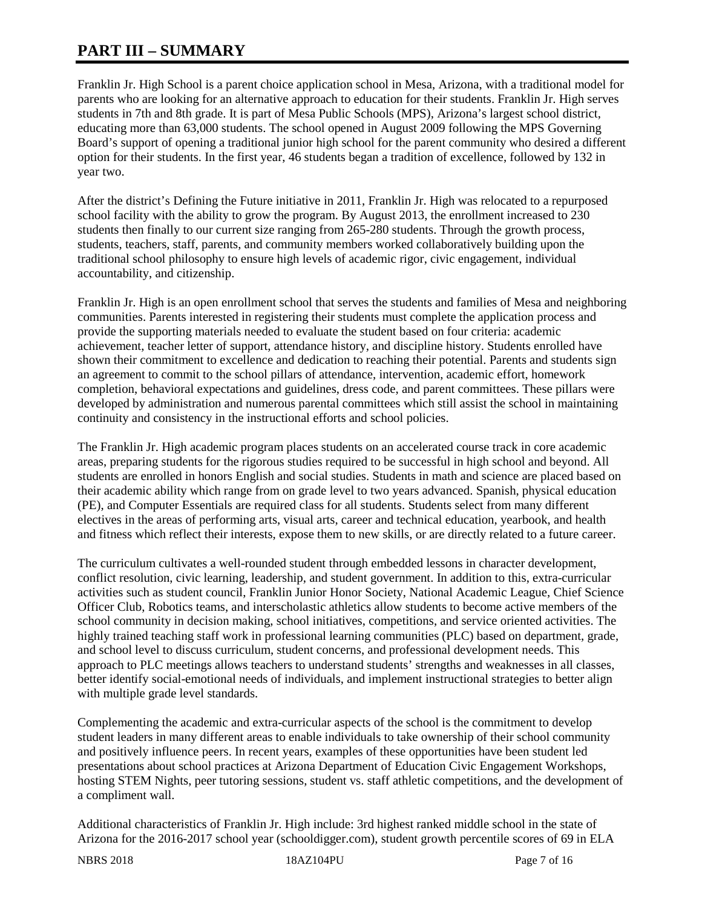# PART III – SUMMARY

Franklin Jr. High School is a parent choice application school in Mesa, Arizona, with a traditional model for parents who are looking for an alternative approach to education for their students. Franklin Jr. High serves students in 7th and 8th grade. It is part of Mesa Public Schools (MPS), Arizona's largest school district, educating more than 63,000 students. The school opened in August 2009 following the MPS Governing Board's support of opening a traditional junior high school for the parent community who desired a different option for their students. In the first year, 46 students began a tradition of excellence, followed by 132 in year two.

After the district's Defining the Future initiative in 2011, Franklin Jr. High was relocated to a repurposed school facility with the ability to grow the program. By August 2013, the enrollment increased to 230 students then finally to our current size ranging from 265-280 students. Through the growth process, students, teachers, staff, parents, and community members worked collaboratively building upon the traditional school philosophy to ensure high levels of academic rigor, civic engagement, individual accountability, and citizenship.

Franklin Jr. High is an open enrollment school that serves the students and families of Mesa and neighboring communities. Parents interested in registering their students must complete the application process and provide the supporting materials needed to evaluate the student based on four criteria: academic achievement, teacher letter of support, attendance history, and discipline history. Students enrolled have shown their commitment to excellence and dedication to reaching their potential. Parents and students sign an agreement to commit to the school pillars of attendance, intervention, academic effort, homework completion, behavioral expectations and guidelines, dress code, and parent committees. These pillars were developed by administration and numerous parental committees which still assist the school in maintaining continuity and consistency in the instructional efforts and school policies.

The Franklin Jr. High academic program places students on an accelerated course track in core academic areas, preparing students for the rigorous studies required to be successful in high school and beyond. All students are enrolled in honors English and social studies. Students in math and science are placed based on their academic ability which range from on grade level to two years advanced. Spanish, physical education (PE), and Computer Essentials are required class for all students. Students select from many different electives in the areas of performing arts, visual arts, career and technical education, yearbook, and health and fitness which reflect their interests, expose them to new skills, or are directly related to a future career.

The curriculum cultivates a well-rounded student through embedded lessons in character development, conflict resolution, civic learning, leadership, and student government. In addition to this, extra-curricular activities such as student council, Franklin Junior Honor Society, National Academic League, Chief Science Officer Club, Robotics teams, and interscholastic athletics allow students to become active members of the school community in decision making, school initiatives, competitions, and service oriented activities. The highly trained teaching staff work in professional learning communities (PLC) based on department, grade, and school level to discuss curriculum, student concerns, and professional development needs. This approach to PLC meetings allows teachers to understand students' strengths and weaknesses in all classes, better identify social-emotional needs of individuals, and implement instructional strategies to better align with multiple grade level standards.

Complementing the academic and extra-curricular aspects of the school is the commitment to develop student leaders in many different areas to enable individuals to take ownership of their school community and positively influence peers. In recent years, examples of these opportunities have been student led presentations about school practices at Arizona Department of Education Civic Engagement Workshops, hosting STEM Nights, peer tutoring sessions, student vs. staff athletic competitions, and the development of a compliment wall.

Additional characteristics of Franklin Jr. High include: 3rd highest ranked middle school in the state of Arizona for the 2016-2017 school year (schooldigger.com), student growth percentile scores of 69 in ELA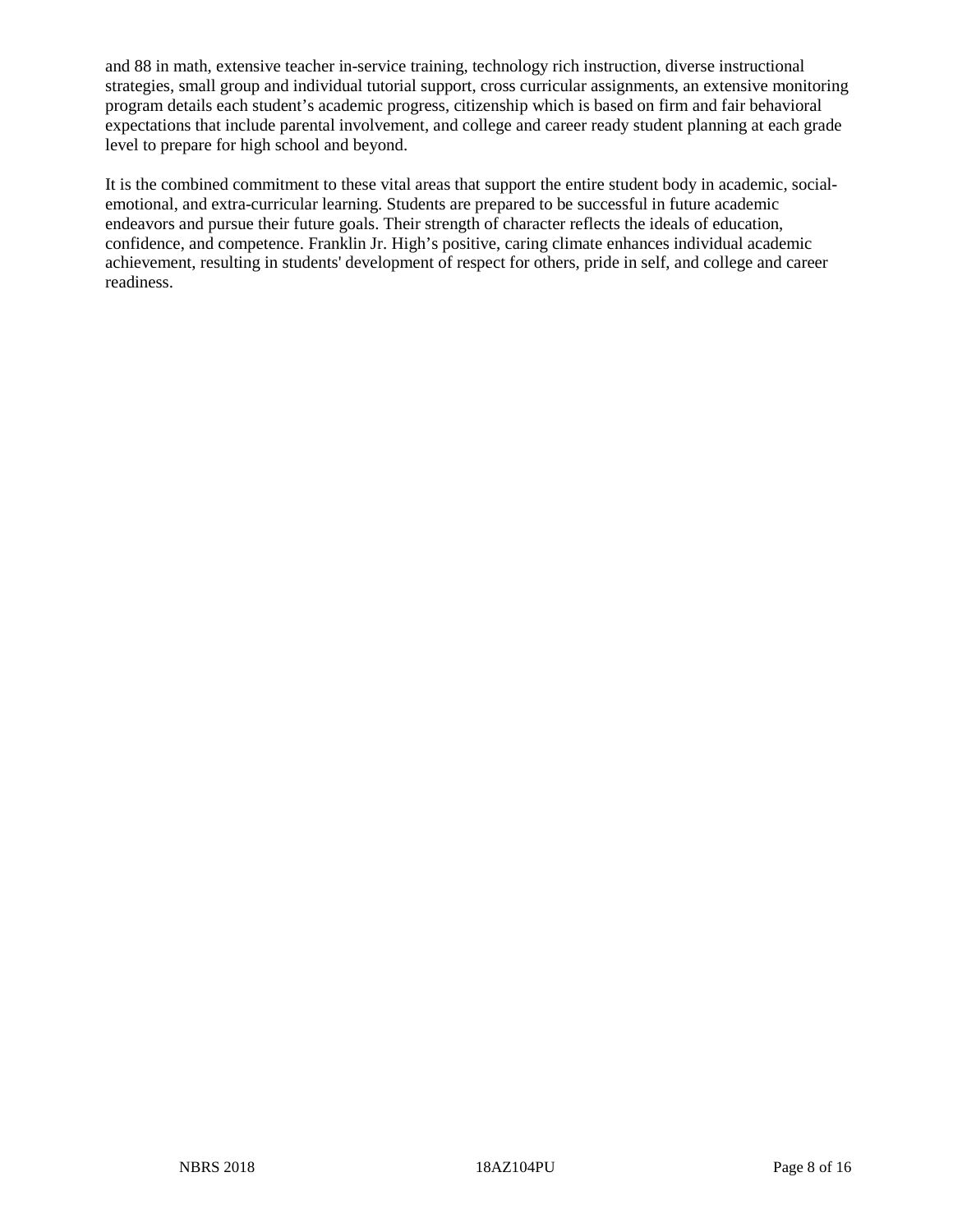and 88 in math, extensive teacher in-service training, technology rich instruction, diverse instructional strategies, small group and individual tutorial support, cross curricular assignments, an extensive monitoring program details each student's academic progress, citizenship which is based on firm and fair behavioral expectations that include parental involvement, and college and career ready student planning at each grade level to prepare for high school and beyond.

It is the combined commitment to these vital areas that support the entire student body in academic, social-emotional, and extra-curricular learning. Students are prepared to be successful in future academic endeavors and pursue their future goals. Their strength of character reflects the ideals of education, confidence, and competence. Franklin Jr. High's positive, caring climate enhances individual academic achievement, resulting in students' development of respect for others, pride in self, and college and career readiness.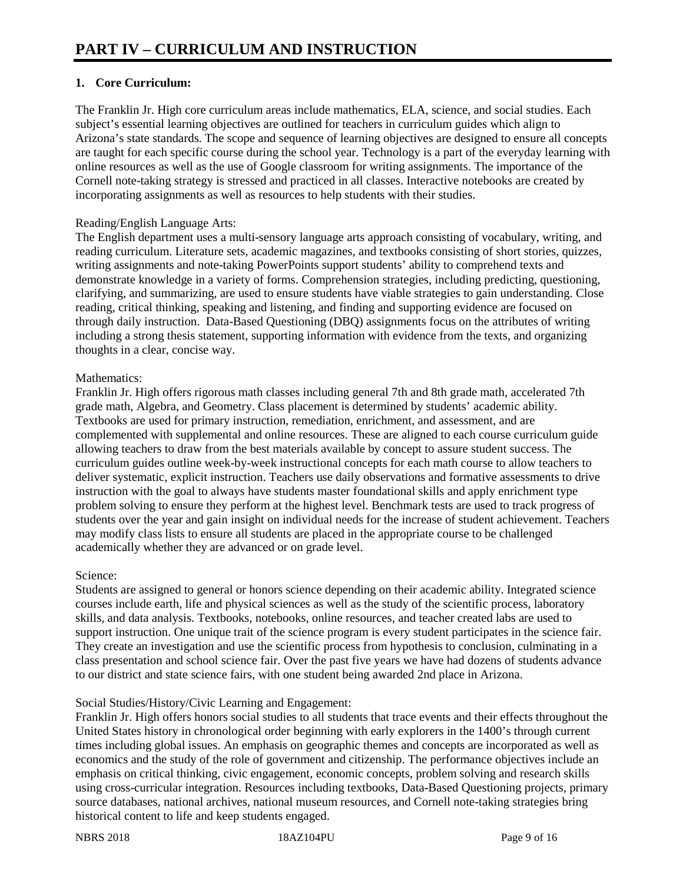# PART IV – CURRICULUM AND INSTRUCTION

## 1. Core Curriculum:

The Franklin Jr. High core curriculum areas include mathematics, ELA, science, and social studies. Each subject's essential learning objectives are outlined for teachers in curriculum guides which align to Arizona's state standards. The scope and sequence of learning objectives are designed to ensure all concepts are taught for each specific course during the school year. Technology is a part of the everyday learning with online resources as well as the use of Google classroom for writing assignments. The importance of the Cornell note-taking strategy is stressed and practiced in all classes. Interactive notebooks are created by incorporating assignments as well as resources to help students with their studies.

Reading/English Language Arts:
The English department uses a multi-sensory language arts approach consisting of vocabulary, writing, and reading curriculum. Literature sets, academic magazines, and textbooks consisting of short stories, quizzes, writing assignments and note-taking PowerPoints support students' ability to comprehend texts and demonstrate knowledge in a variety of forms. Comprehension strategies, including predicting, questioning, clarifying, and summarizing, are used to ensure students have viable strategies to gain understanding. Close reading, critical thinking, speaking and listening, and finding and supporting evidence are focused on through daily instruction. Data-Based Questioning (DBQ) assignments focus on the attributes of writing including a strong thesis statement, supporting information with evidence from the texts, and organizing thoughts in a clear, concise way.

Mathematics:
Franklin Jr. High offers rigorous math classes including general 7th and 8th grade math, accelerated 7th grade math, Algebra, and Geometry. Class placement is determined by students' academic ability. Textbooks are used for primary instruction, remediation, enrichment, and assessment, and are complemented with supplemental and online resources. These are aligned to each course curriculum guide allowing teachers to draw from the best materials available by concept to assure student success. The curriculum guides outline week-by-week instructional concepts for each math course to allow teachers to deliver systematic, explicit instruction. Teachers use daily observations and formative assessments to drive instruction with the goal to always have students master foundational skills and apply enrichment type problem solving to ensure they perform at the highest level. Benchmark tests are used to track progress of students over the year and gain insight on individual needs for the increase of student achievement. Teachers may modify class lists to ensure all students are placed in the appropriate course to be challenged academically whether they are advanced or on grade level.

Science:
Students are assigned to general or honors science depending on their academic ability. Integrated science courses include earth, life and physical sciences as well as the study of the scientific process, laboratory skills, and data analysis. Textbooks, notebooks, online resources, and teacher created labs are used to support instruction. One unique trait of the science program is every student participates in the science fair. They create an investigation and use the scientific process from hypothesis to conclusion, culminating in a class presentation and school science fair. Over the past five years we have had dozens of students advance to our district and state science fairs, with one student being awarded 2nd place in Arizona.

Social Studies/History/Civic Learning and Engagement:
Franklin Jr. High offers honors social studies to all students that trace events and their effects throughout the United States history in chronological order beginning with early explorers in the 1400's through current times including global issues. An emphasis on geographic themes and concepts are incorporated as well as economics and the study of the role of government and citizenship. The performance objectives include an emphasis on critical thinking, civic engagement, economic concepts, problem solving and research skills using cross-curricular integration. Resources including textbooks, Data-Based Questioning projects, primary source databases, national archives, national museum resources, and Cornell note-taking strategies bring historical content to life and keep students engaged.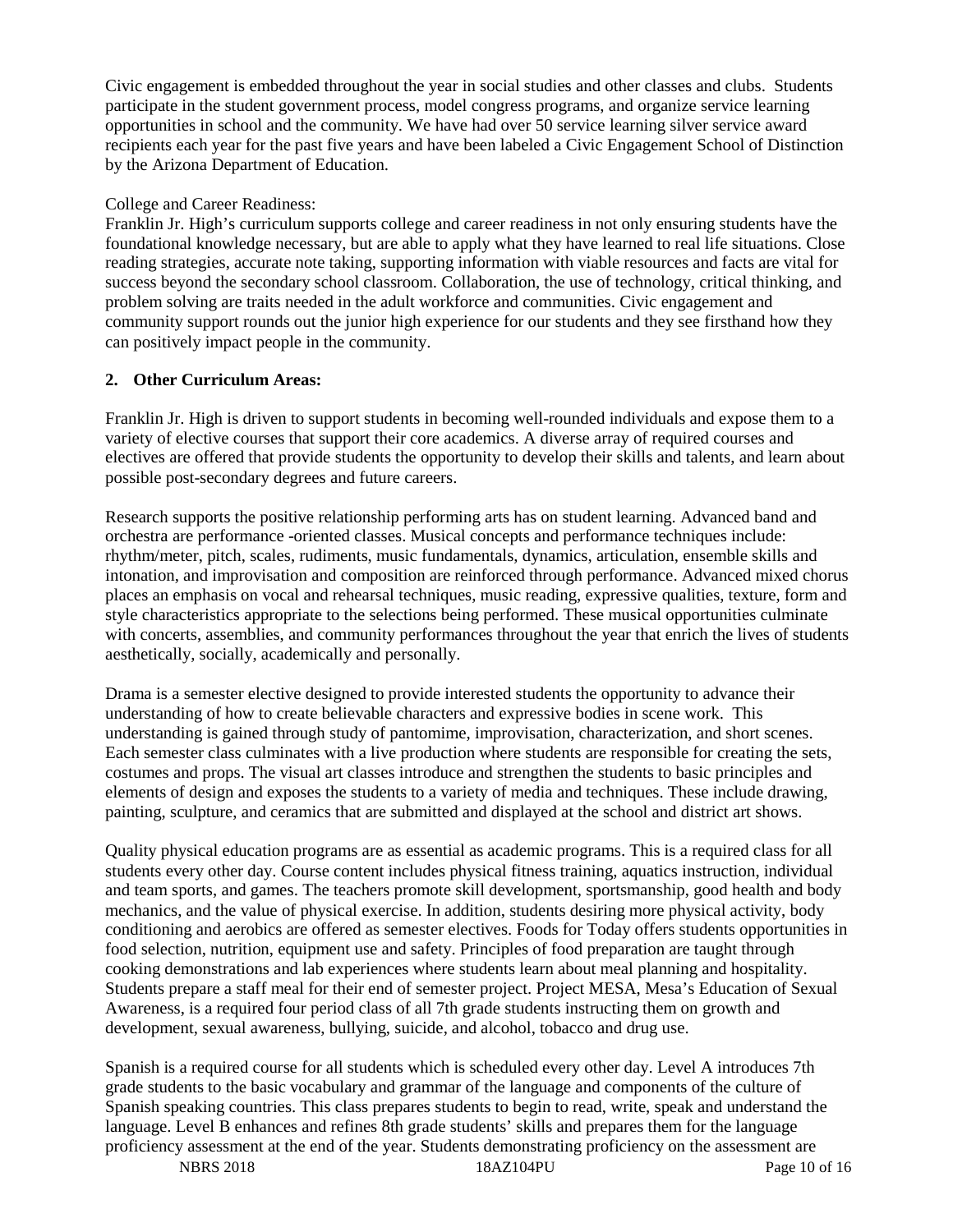Civic engagement is embedded throughout the year in social studies and other classes and clubs. Students participate in the student government process, model congress programs, and organize service learning opportunities in school and the community. We have had over 50 service learning silver service award recipients each year for the past five years and have been labeled a Civic Engagement School of Distinction by the Arizona Department of Education.

College and Career Readiness:
Franklin Jr. High's curriculum supports college and career readiness in not only ensuring students have the foundational knowledge necessary, but are able to apply what they have learned to real life situations. Close reading strategies, accurate note taking, supporting information with viable resources and facts are vital for success beyond the secondary school classroom. Collaboration, the use of technology, critical thinking, and problem solving are traits needed in the adult workforce and communities. Civic engagement and community support rounds out the junior high experience for our students and they see firsthand how they can positively impact people in the community.

**2. Other Curriculum Areas:**

Franklin Jr. High is driven to support students in becoming well-rounded individuals and expose them to a variety of elective courses that support their core academics. A diverse array of required courses and electives are offered that provide students the opportunity to develop their skills and talents, and learn about possible post-secondary degrees and future careers.

Research supports the positive relationship performing arts has on student learning. Advanced band and orchestra are performance -oriented classes. Musical concepts and performance techniques include: rhythm/meter, pitch, scales, rudiments, music fundamentals, dynamics, articulation, ensemble skills and intonation, and improvisation and composition are reinforced through performance. Advanced mixed chorus places an emphasis on vocal and rehearsal techniques, music reading, expressive qualities, texture, form and style characteristics appropriate to the selections being performed. These musical opportunities culminate with concerts, assemblies, and community performances throughout the year that enrich the lives of students aesthetically, socially, academically and personally.

Drama is a semester elective designed to provide interested students the opportunity to advance their understanding of how to create believable characters and expressive bodies in scene work. This understanding is gained through study of pantomime, improvisation, characterization, and short scenes. Each semester class culminates with a live production where students are responsible for creating the sets, costumes and props. The visual art classes introduce and strengthen the students to basic principles and elements of design and exposes the students to a variety of media and techniques. These include drawing, painting, sculpture, and ceramics that are submitted and displayed at the school and district art shows.

Quality physical education programs are as essential as academic programs. This is a required class for all students every other day. Course content includes physical fitness training, aquatics instruction, individual and team sports, and games. The teachers promote skill development, sportsmanship, good health and body mechanics, and the value of physical exercise. In addition, students desiring more physical activity, body conditioning and aerobics are offered as semester electives. Foods for Today offers students opportunities in food selection, nutrition, equipment use and safety. Principles of food preparation are taught through cooking demonstrations and lab experiences where students learn about meal planning and hospitality. Students prepare a staff meal for their end of semester project. Project MESA, Mesa's Education of Sexual Awareness, is a required four period class of all 7th grade students instructing them on growth and development, sexual awareness, bullying, suicide, and alcohol, tobacco and drug use.

Spanish is a required course for all students which is scheduled every other day. Level A introduces 7th grade students to the basic vocabulary and grammar of the language and components of the culture of Spanish speaking countries. This class prepares students to begin to read, write, speak and understand the language. Level B enhances and refines 8th grade students' skills and prepares them for the language proficiency assessment at the end of the year. Students demonstrating proficiency on the assessment are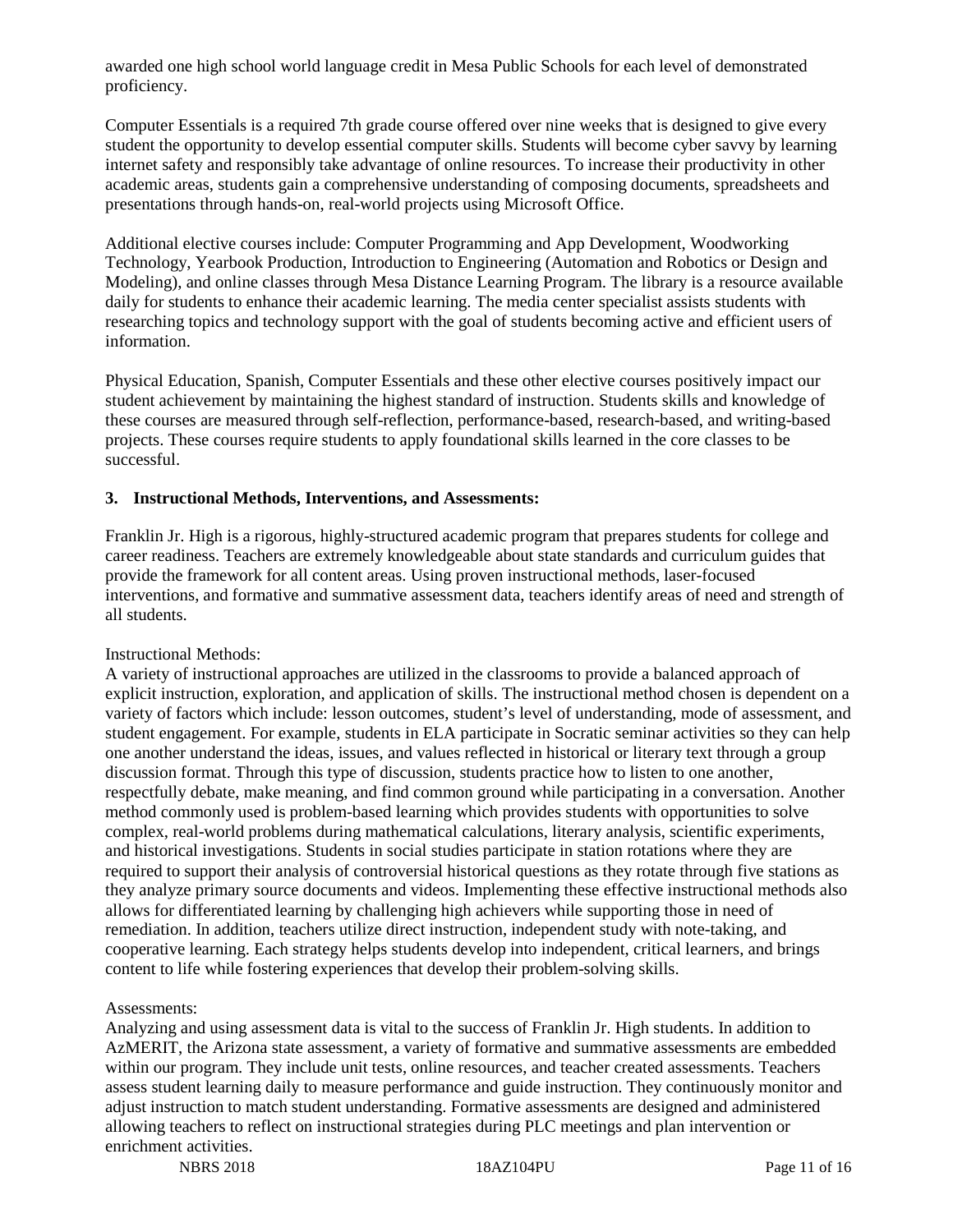awarded one high school world language credit in Mesa Public Schools for each level of demonstrated proficiency.

Computer Essentials is a required 7th grade course offered over nine weeks that is designed to give every student the opportunity to develop essential computer skills. Students will become cyber savvy by learning internet safety and responsibly take advantage of online resources. To increase their productivity in other academic areas, students gain a comprehensive understanding of composing documents, spreadsheets and presentations through hands-on, real-world projects using Microsoft Office.

Additional elective courses include: Computer Programming and App Development, Woodworking Technology, Yearbook Production, Introduction to Engineering (Automation and Robotics or Design and Modeling), and online classes through Mesa Distance Learning Program. The library is a resource available daily for students to enhance their academic learning. The media center specialist assists students with researching topics and technology support with the goal of students becoming active and efficient users of information.

Physical Education, Spanish, Computer Essentials and these other elective courses positively impact our student achievement by maintaining the highest standard of instruction. Students skills and knowledge of these courses are measured through self-reflection, performance-based, research-based, and writing-based projects. These courses require students to apply foundational skills learned in the core classes to be successful.

### 3. Instructional Methods, Interventions, and Assessments:

Franklin Jr. High is a rigorous, highly-structured academic program that prepares students for college and career readiness. Teachers are extremely knowledgeable about state standards and curriculum guides that provide the framework for all content areas. Using proven instructional methods, laser-focused interventions, and formative and summative assessment data, teachers identify areas of need and strength of all students.

Instructional Methods:
A variety of instructional approaches are utilized in the classrooms to provide a balanced approach of explicit instruction, exploration, and application of skills. The instructional method chosen is dependent on a variety of factors which include: lesson outcomes, student's level of understanding, mode of assessment, and student engagement. For example, students in ELA participate in Socratic seminar activities so they can help one another understand the ideas, issues, and values reflected in historical or literary text through a group discussion format. Through this type of discussion, students practice how to listen to one another, respectfully debate, make meaning, and find common ground while participating in a conversation. Another method commonly used is problem-based learning which provides students with opportunities to solve complex, real-world problems during mathematical calculations, literary analysis, scientific experiments, and historical investigations. Students in social studies participate in station rotations where they are required to support their analysis of controversial historical questions as they rotate through five stations as they analyze primary source documents and videos. Implementing these effective instructional methods also allows for differentiated learning by challenging high achievers while supporting those in need of remediation. In addition, teachers utilize direct instruction, independent study with note-taking, and cooperative learning. Each strategy helps students develop into independent, critical learners, and brings content to life while fostering experiences that develop their problem-solving skills.

Assessments:
Analyzing and using assessment data is vital to the success of Franklin Jr. High students. In addition to AzMERIT, the Arizona state assessment, a variety of formative and summative assessments are embedded within our program. They include unit tests, online resources, and teacher created assessments. Teachers assess student learning daily to measure performance and guide instruction. They continuously monitor and adjust instruction to match student understanding. Formative assessments are designed and administered allowing teachers to reflect on instructional strategies during PLC meetings and plan intervention or enrichment activities.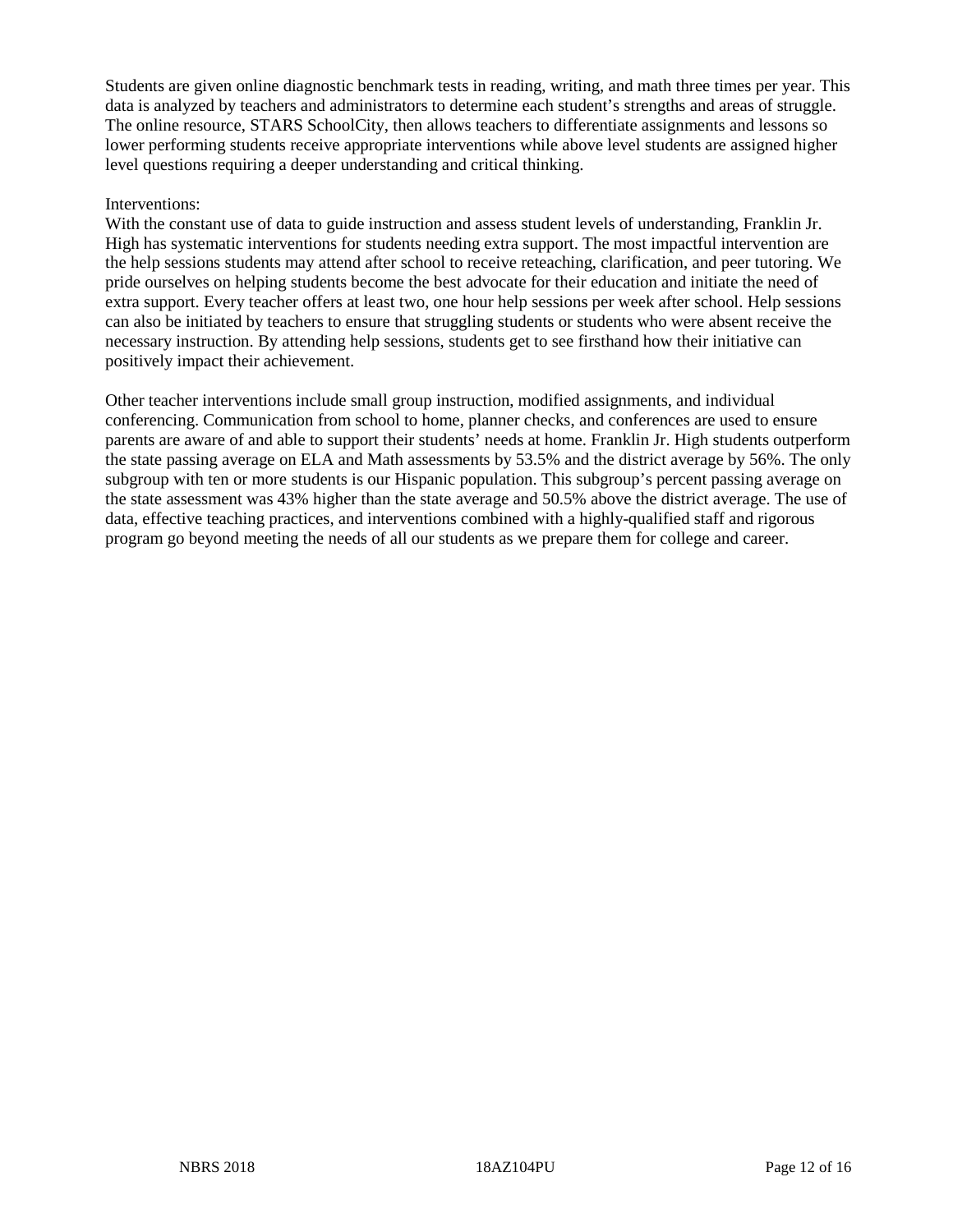Students are given online diagnostic benchmark tests in reading, writing, and math three times per year. This data is analyzed by teachers and administrators to determine each student's strengths and areas of struggle. The online resource, STARS SchoolCity, then allows teachers to differentiate assignments and lessons so lower performing students receive appropriate interventions while above level students are assigned higher level questions requiring a deeper understanding and critical thinking.

Interventions:
With the constant use of data to guide instruction and assess student levels of understanding, Franklin Jr. High has systematic interventions for students needing extra support. The most impactful intervention are the help sessions students may attend after school to receive reteaching, clarification, and peer tutoring. We pride ourselves on helping students become the best advocate for their education and initiate the need of extra support. Every teacher offers at least two, one hour help sessions per week after school. Help sessions can also be initiated by teachers to ensure that struggling students or students who were absent receive the necessary instruction. By attending help sessions, students get to see firsthand how their initiative can positively impact their achievement.

Other teacher interventions include small group instruction, modified assignments, and individual conferencing. Communication from school to home, planner checks, and conferences are used to ensure parents are aware of and able to support their students' needs at home. Franklin Jr. High students outperform the state passing average on ELA and Math assessments by 53.5% and the district average by 56%. The only subgroup with ten or more students is our Hispanic population. This subgroup's percent passing average on the state assessment was 43% higher than the state average and 50.5% above the district average. The use of data, effective teaching practices, and interventions combined with a highly-qualified staff and rigorous program go beyond meeting the needs of all our students as we prepare them for college and career.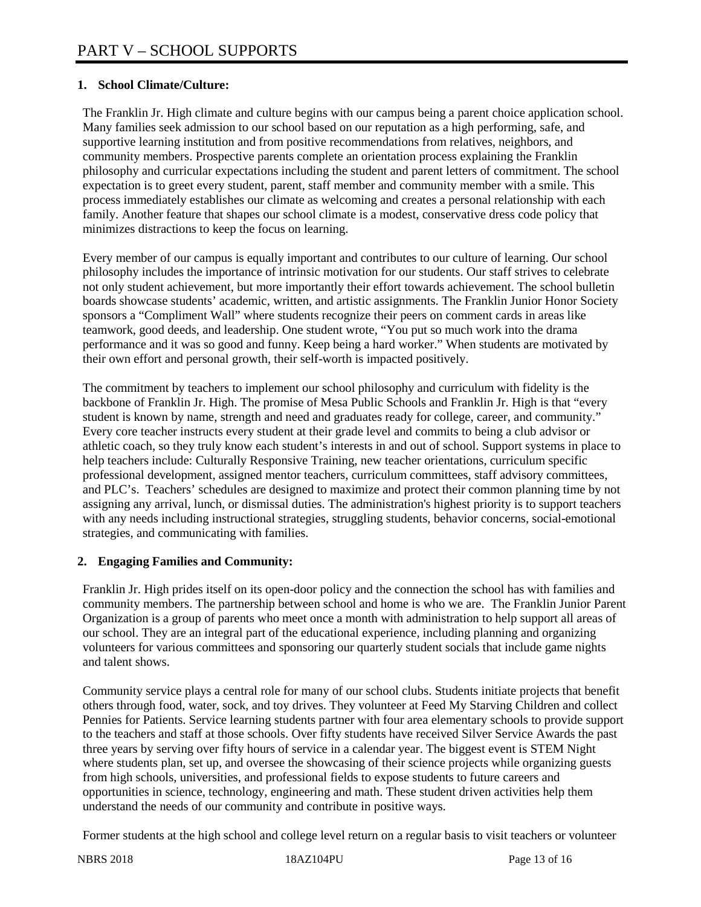# PART V – SCHOOL SUPPORTS

**1. School Climate/Culture:**

The Franklin Jr. High climate and culture begins with our campus being a parent choice application school. Many families seek admission to our school based on our reputation as a high performing, safe, and supportive learning institution and from positive recommendations from relatives, neighbors, and community members. Prospective parents complete an orientation process explaining the Franklin philosophy and curricular expectations including the student and parent letters of commitment. The school expectation is to greet every student, parent, staff member and community member with a smile. This process immediately establishes our climate as welcoming and creates a personal relationship with each family. Another feature that shapes our school climate is a modest, conservative dress code policy that minimizes distractions to keep the focus on learning.

Every member of our campus is equally important and contributes to our culture of learning. Our school philosophy includes the importance of intrinsic motivation for our students. Our staff strives to celebrate not only student achievement, but more importantly their effort towards achievement. The school bulletin boards showcase students' academic, written, and artistic assignments. The Franklin Junior Honor Society sponsors a "Compliment Wall" where students recognize their peers on comment cards in areas like teamwork, good deeds, and leadership. One student wrote, "You put so much work into the drama performance and it was so good and funny. Keep being a hard worker." When students are motivated by their own effort and personal growth, their self-worth is impacted positively.

The commitment by teachers to implement our school philosophy and curriculum with fidelity is the backbone of Franklin Jr. High. The promise of Mesa Public Schools and Franklin Jr. High is that "every student is known by name, strength and need and graduates ready for college, career, and community." Every core teacher instructs every student at their grade level and commits to being a club advisor or athletic coach, so they truly know each student's interests in and out of school. Support systems in place to help teachers include: Culturally Responsive Training, new teacher orientations, curriculum specific professional development, assigned mentor teachers, curriculum committees, staff advisory committees, and PLC's. Teachers' schedules are designed to maximize and protect their common planning time by not assigning any arrival, lunch, or dismissal duties. The administration's highest priority is to support teachers with any needs including instructional strategies, struggling students, behavior concerns, social-emotional strategies, and communicating with families.

**2. Engaging Families and Community:**

Franklin Jr. High prides itself on its open-door policy and the connection the school has with families and community members. The partnership between school and home is who we are. The Franklin Junior Parent Organization is a group of parents who meet once a month with administration to help support all areas of our school. They are an integral part of the educational experience, including planning and organizing volunteers for various committees and sponsoring our quarterly student socials that include game nights and talent shows.

Community service plays a central role for many of our school clubs. Students initiate projects that benefit others through food, water, sock, and toy drives. They volunteer at Feed My Starving Children and collect Pennies for Patients. Service learning students partner with four area elementary schools to provide support to the teachers and staff at those schools. Over fifty students have received Silver Service Awards the past three years by serving over fifty hours of service in a calendar year. The biggest event is STEM Night where students plan, set up, and oversee the showcasing of their science projects while organizing guests from high schools, universities, and professional fields to expose students to future careers and opportunities in science, technology, engineering and math. These student driven activities help them understand the needs of our community and contribute in positive ways.

Former students at the high school and college level return on a regular basis to visit teachers or volunteer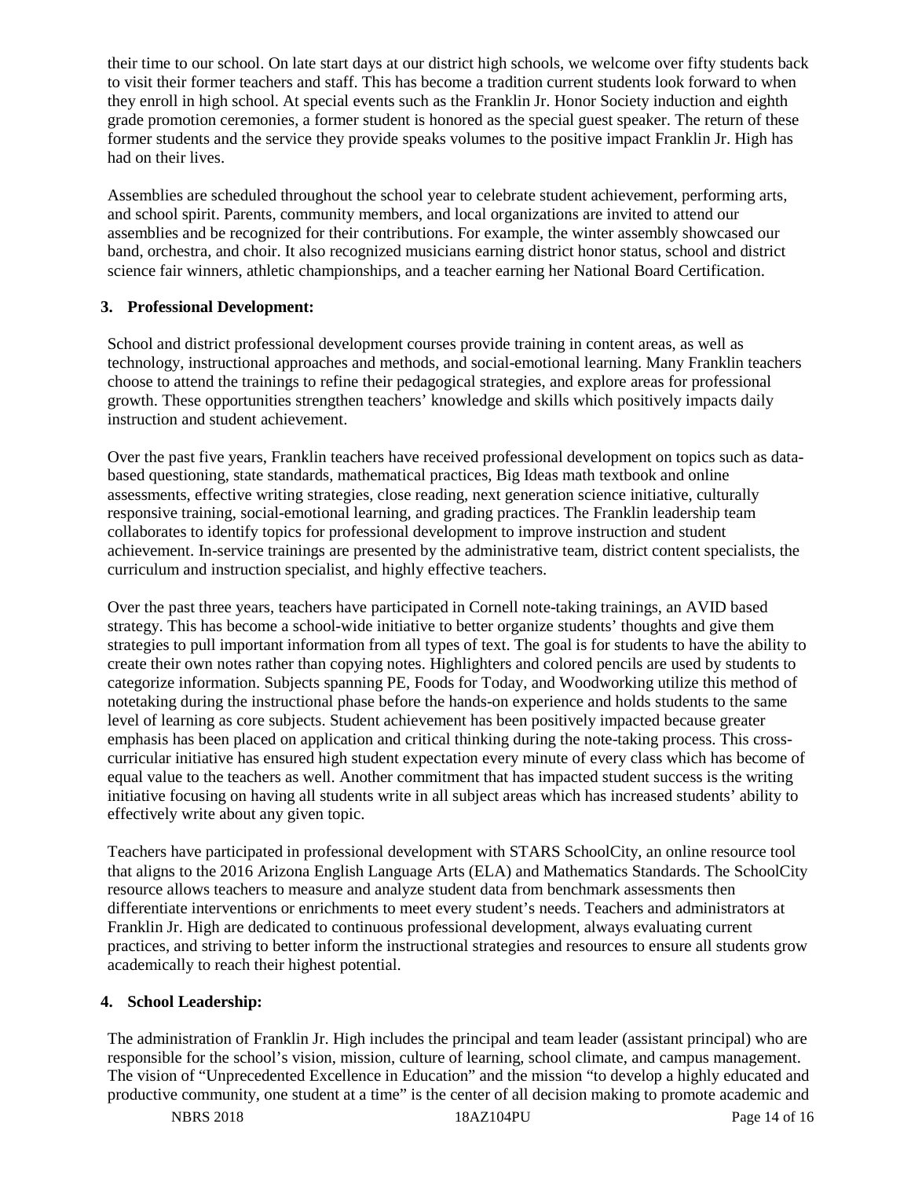their time to our school. On late start days at our district high schools, we welcome over fifty students back to visit their former teachers and staff. This has become a tradition current students look forward to when they enroll in high school. At special events such as the Franklin Jr. Honor Society induction and eighth grade promotion ceremonies, a former student is honored as the special guest speaker. The return of these former students and the service they provide speaks volumes to the positive impact Franklin Jr. High has had on their lives.

Assemblies are scheduled throughout the school year to celebrate student achievement, performing arts, and school spirit. Parents, community members, and local organizations are invited to attend our assemblies and be recognized for their contributions. For example, the winter assembly showcased our band, orchestra, and choir. It also recognized musicians earning district honor status, school and district science fair winners, athletic championships, and a teacher earning her National Board Certification.

**3. Professional Development:**

School and district professional development courses provide training in content areas, as well as technology, instructional approaches and methods, and social-emotional learning. Many Franklin teachers choose to attend the trainings to refine their pedagogical strategies, and explore areas for professional growth. These opportunities strengthen teachers' knowledge and skills which positively impacts daily instruction and student achievement.

Over the past five years, Franklin teachers have received professional development on topics such as data-based questioning, state standards, mathematical practices, Big Ideas math textbook and online assessments, effective writing strategies, close reading, next generation science initiative, culturally responsive training, social-emotional learning, and grading practices. The Franklin leadership team collaborates to identify topics for professional development to improve instruction and student achievement. In-service trainings are presented by the administrative team, district content specialists, the curriculum and instruction specialist, and highly effective teachers.

Over the past three years, teachers have participated in Cornell note-taking trainings, an AVID based strategy. This has become a school-wide initiative to better organize students' thoughts and give them strategies to pull important information from all types of text. The goal is for students to have the ability to create their own notes rather than copying notes. Highlighters and colored pencils are used by students to categorize information. Subjects spanning PE, Foods for Today, and Woodworking utilize this method of notetaking during the instructional phase before the hands-on experience and holds students to the same level of learning as core subjects. Student achievement has been positively impacted because greater emphasis has been placed on application and critical thinking during the note-taking process. This cross-curricular initiative has ensured high student expectation every minute of every class which has become of equal value to the teachers as well. Another commitment that has impacted student success is the writing initiative focusing on having all students write in all subject areas which has increased students' ability to effectively write about any given topic.

Teachers have participated in professional development with STARS SchoolCity, an online resource tool that aligns to the 2016 Arizona English Language Arts (ELA) and Mathematics Standards. The SchoolCity resource allows teachers to measure and analyze student data from benchmark assessments then differentiate interventions or enrichments to meet every student's needs. Teachers and administrators at Franklin Jr. High are dedicated to continuous professional development, always evaluating current practices, and striving to better inform the instructional strategies and resources to ensure all students grow academically to reach their highest potential.

**4. School Leadership:**

The administration of Franklin Jr. High includes the principal and team leader (assistant principal) who are responsible for the school's vision, mission, culture of learning, school climate, and campus management. The vision of "Unprecedented Excellence in Education" and the mission "to develop a highly educated and productive community, one student at a time" is the center of all decision making to promote academic and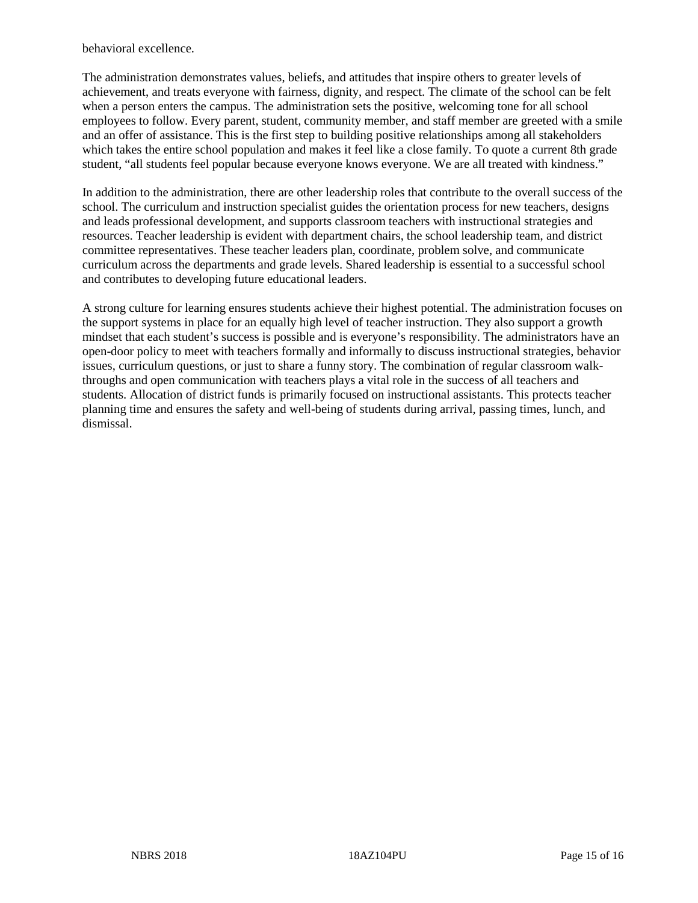behavioral excellence.

The administration demonstrates values, beliefs, and attitudes that inspire others to greater levels of achievement, and treats everyone with fairness, dignity, and respect. The climate of the school can be felt when a person enters the campus. The administration sets the positive, welcoming tone for all school employees to follow. Every parent, student, community member, and staff member are greeted with a smile and an offer of assistance. This is the first step to building positive relationships among all stakeholders which takes the entire school population and makes it feel like a close family. To quote a current 8th grade student, "all students feel popular because everyone knows everyone. We are all treated with kindness."

In addition to the administration, there are other leadership roles that contribute to the overall success of the school. The curriculum and instruction specialist guides the orientation process for new teachers, designs and leads professional development, and supports classroom teachers with instructional strategies and resources. Teacher leadership is evident with department chairs, the school leadership team, and district committee representatives. These teacher leaders plan, coordinate, problem solve, and communicate curriculum across the departments and grade levels. Shared leadership is essential to a successful school and contributes to developing future educational leaders.

A strong culture for learning ensures students achieve their highest potential. The administration focuses on the support systems in place for an equally high level of teacher instruction. They also support a growth mindset that each student's success is possible and is everyone's responsibility. The administrators have an open-door policy to meet with teachers formally and informally to discuss instructional strategies, behavior issues, curriculum questions, or just to share a funny story. The combination of regular classroom walk-throughs and open communication with teachers plays a vital role in the success of all teachers and students. Allocation of district funds is primarily focused on instructional assistants. This protects teacher planning time and ensures the safety and well-being of students during arrival, passing times, lunch, and dismissal.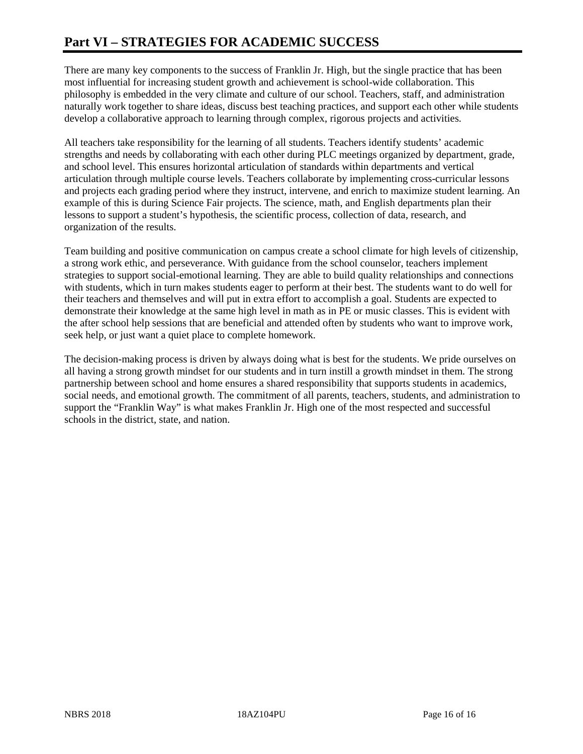# Part VI – STRATEGIES FOR ACADEMIC SUCCESS

There are many key components to the success of Franklin Jr. High, but the single practice that has been most influential for increasing student growth and achievement is school-wide collaboration. This philosophy is embedded in the very climate and culture of our school. Teachers, staff, and administration naturally work together to share ideas, discuss best teaching practices, and support each other while students develop a collaborative approach to learning through complex, rigorous projects and activities.

All teachers take responsibility for the learning of all students. Teachers identify students' academic strengths and needs by collaborating with each other during PLC meetings organized by department, grade, and school level. This ensures horizontal articulation of standards within departments and vertical articulation through multiple course levels. Teachers collaborate by implementing cross-curricular lessons and projects each grading period where they instruct, intervene, and enrich to maximize student learning. An example of this is during Science Fair projects. The science, math, and English departments plan their lessons to support a student's hypothesis, the scientific process, collection of data, research, and organization of the results.

Team building and positive communication on campus create a school climate for high levels of citizenship, a strong work ethic, and perseverance. With guidance from the school counselor, teachers implement strategies to support social-emotional learning. They are able to build quality relationships and connections with students, which in turn makes students eager to perform at their best. The students want to do well for their teachers and themselves and will put in extra effort to accomplish a goal. Students are expected to demonstrate their knowledge at the same high level in math as in PE or music classes. This is evident with the after school help sessions that are beneficial and attended often by students who want to improve work, seek help, or just want a quiet place to complete homework.

The decision-making process is driven by always doing what is best for the students. We pride ourselves on all having a strong growth mindset for our students and in turn instill a growth mindset in them. The strong partnership between school and home ensures a shared responsibility that supports students in academics, social needs, and emotional growth. The commitment of all parents, teachers, students, and administration to support the "Franklin Way" is what makes Franklin Jr. High one of the most respected and successful schools in the district, state, and nation.